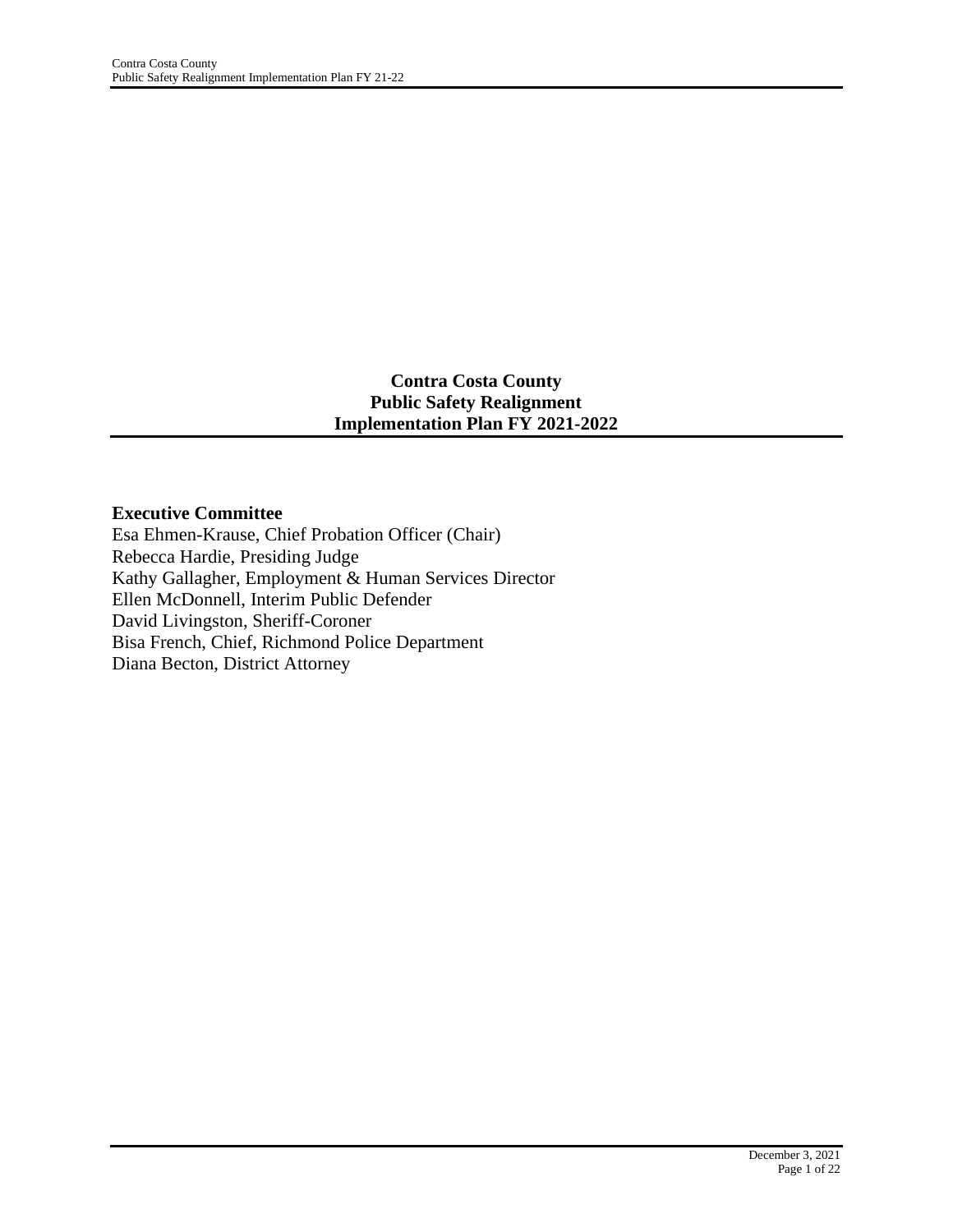# Contra Costa County Public Safety Realignment Implementation Plan FY 2021-2022

**Executive Committee**

Esa Ehmen-Krause, Chief Probation Officer (Chair)
Rebecca Hardie, Presiding Judge
Kathy Gallagher, Employment & Human Services Director
Ellen McDonnell, Interim Public Defender
David Livingston, Sheriff-Coroner
Bisa French, Chief, Richmond Police Department
Diana Becton, District Attorney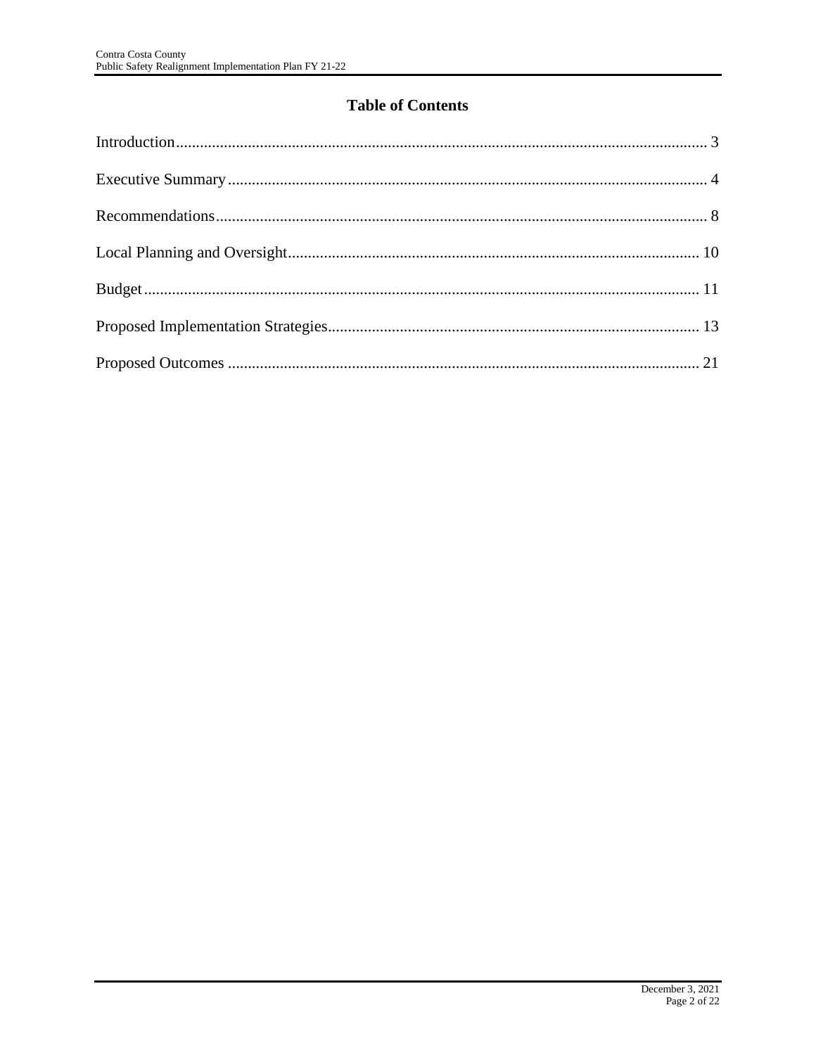# Table of Contents

Introduction .................................................................................................................... 3

Executive Summary ........................................................................................................ 4

Recommendations ........................................................................................................... 8

Local Planning and Oversight ....................................................................................... 10

Budget ........................................................................................................................... 11

Proposed Implementation Strategies ............................................................................. 13

Proposed Outcomes ...................................................................................................... 21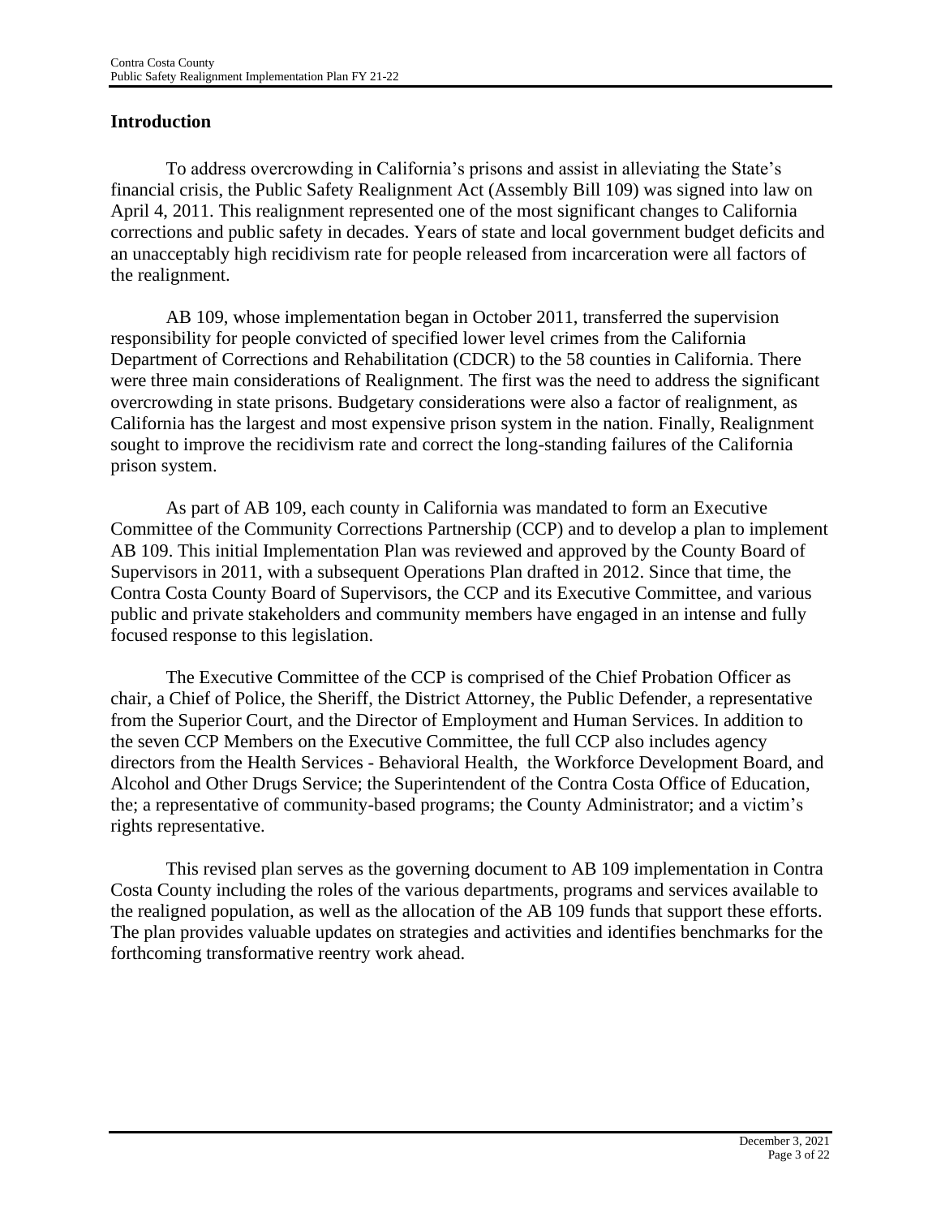## Introduction

To address overcrowding in California's prisons and assist in alleviating the State's financial crisis, the Public Safety Realignment Act (Assembly Bill 109) was signed into law on April 4, 2011. This realignment represented one of the most significant changes to California corrections and public safety in decades. Years of state and local government budget deficits and an unacceptably high recidivism rate for people released from incarceration were all factors of the realignment.

AB 109, whose implementation began in October 2011, transferred the supervision responsibility for people convicted of specified lower level crimes from the California Department of Corrections and Rehabilitation (CDCR) to the 58 counties in California. There were three main considerations of Realignment. The first was the need to address the significant overcrowding in state prisons. Budgetary considerations were also a factor of realignment, as California has the largest and most expensive prison system in the nation. Finally, Realignment sought to improve the recidivism rate and correct the long-standing failures of the California prison system.

As part of AB 109, each county in California was mandated to form an Executive Committee of the Community Corrections Partnership (CCP) and to develop a plan to implement AB 109. This initial Implementation Plan was reviewed and approved by the County Board of Supervisors in 2011, with a subsequent Operations Plan drafted in 2012. Since that time, the Contra Costa County Board of Supervisors, the CCP and its Executive Committee, and various public and private stakeholders and community members have engaged in an intense and fully focused response to this legislation.

The Executive Committee of the CCP is comprised of the Chief Probation Officer as chair, a Chief of Police, the Sheriff, the District Attorney, the Public Defender, a representative from the Superior Court, and the Director of Employment and Human Services. In addition to the seven CCP Members on the Executive Committee, the full CCP also includes agency directors from the Health Services - Behavioral Health, the Workforce Development Board, and Alcohol and Other Drugs Service; the Superintendent of the Contra Costa Office of Education, the; a representative of community-based programs; the County Administrator; and a victim's rights representative.

This revised plan serves as the governing document to AB 109 implementation in Contra Costa County including the roles of the various departments, programs and services available to the realigned population, as well as the allocation of the AB 109 funds that support these efforts. The plan provides valuable updates on strategies and activities and identifies benchmarks for the forthcoming transformative reentry work ahead.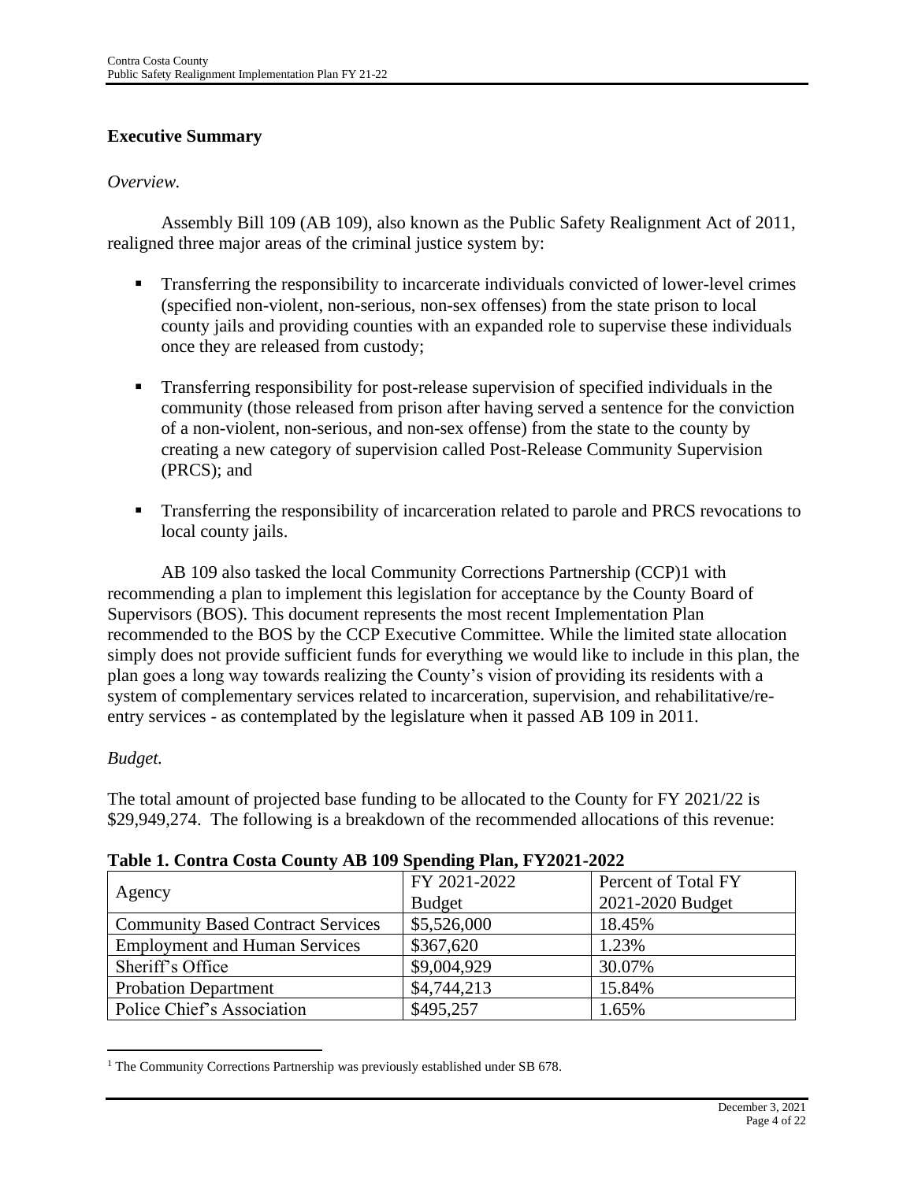## Executive Summary

*Overview.*

Assembly Bill 109 (AB 109), also known as the Public Safety Realignment Act of 2011, realigned three major areas of the criminal justice system by:

- Transferring the responsibility to incarcerate individuals convicted of lower-level crimes (specified non-violent, non-serious, non-sex offenses) from the state prison to local county jails and providing counties with an expanded role to supervise these individuals once they are released from custody;
- Transferring responsibility for post-release supervision of specified individuals in the community (those released from prison after having served a sentence for the conviction of a non-violent, non-serious, and non-sex offense) from the state to the county by creating a new category of supervision called Post-Release Community Supervision (PRCS); and
- Transferring the responsibility of incarceration related to parole and PRCS revocations to local county jails.

AB 109 also tasked the local Community Corrections Partnership (CCP)[1] with recommending a plan to implement this legislation for acceptance by the County Board of Supervisors (BOS). This document represents the most recent Implementation Plan recommended to the BOS by the CCP Executive Committee. While the limited state allocation simply does not provide sufficient funds for everything we would like to include in this plan, the plan goes a long way towards realizing the County's vision of providing its residents with a system of complementary services related to incarceration, supervision, and rehabilitative/re-entry services - as contemplated by the legislature when it passed AB 109 in 2011.

*Budget.*

The total amount of projected base funding to be allocated to the County for FY 2021/22 is \$29,949,274. The following is a breakdown of the recommended allocations of this revenue:

**Table 1. Contra Costa County AB 109 Spending Plan, FY2021-2022**

| Agency | FY 2021-2022 Budget | Percent of Total FY 2021-2020 Budget |
|---|---|---|
| Community Based Contract Services | \$5,526,000 | 18.45% |
| Employment and Human Services | \$367,620 | 1.23% |
| Sheriff's Office | \$9,004,929 | 30.07% |
| Probation Department | \$4,744,213 | 15.84% |
| Police Chief's Association | \$495,257 | 1.65% |

[1] The Community Corrections Partnership was previously established under SB 678.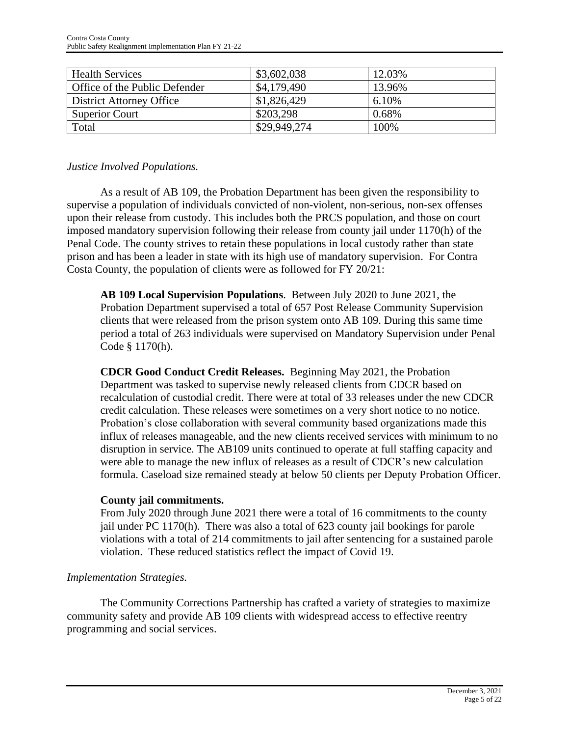| Health Services | $3,602,038 | 12.03% |
|---|---|---|
| Office of the Public Defender | $4,179,490 | 13.96% |
| District Attorney Office | $1,826,429 | 6.10% |
| Superior Court | $203,298 | 0.68% |
| Total | $29,949,274 | 100% |

*Justice Involved Populations.*

As a result of AB 109, the Probation Department has been given the responsibility to supervise a population of individuals convicted of non-violent, non-serious, non-sex offenses upon their release from custody. This includes both the PRCS population, and those on court imposed mandatory supervision following their release from county jail under 1170(h) of the Penal Code. The county strives to retain these populations in local custody rather than state prison and has been a leader in state with its high use of mandatory supervision. For Contra Costa County, the population of clients were as followed for FY 20/21:

**AB 109 Local Supervision Populations**. Between July 2020 to June 2021, the Probation Department supervised a total of 657 Post Release Community Supervision clients that were released from the prison system onto AB 109. During this same time period a total of 263 individuals were supervised on Mandatory Supervision under Penal Code § 1170(h).

**CDCR Good Conduct Credit Releases.** Beginning May 2021, the Probation Department was tasked to supervise newly released clients from CDCR based on recalculation of custodial credit. There were at total of 33 releases under the new CDCR credit calculation. These releases were sometimes on a very short notice to no notice. Probation's close collaboration with several community based organizations made this influx of releases manageable, and the new clients received services with minimum to no disruption in service. The AB109 units continued to operate at full staffing capacity and were able to manage the new influx of releases as a result of CDCR's new calculation formula. Caseload size remained steady at below 50 clients per Deputy Probation Officer.

**County jail commitments.**

From July 2020 through June 2021 there were a total of 16 commitments to the county jail under PC 1170(h). There was also a total of 623 county jail bookings for parole violations with a total of 214 commitments to jail after sentencing for a sustained parole violation. These reduced statistics reflect the impact of Covid 19.

*Implementation Strategies.*

The Community Corrections Partnership has crafted a variety of strategies to maximize community safety and provide AB 109 clients with widespread access to effective reentry programming and social services.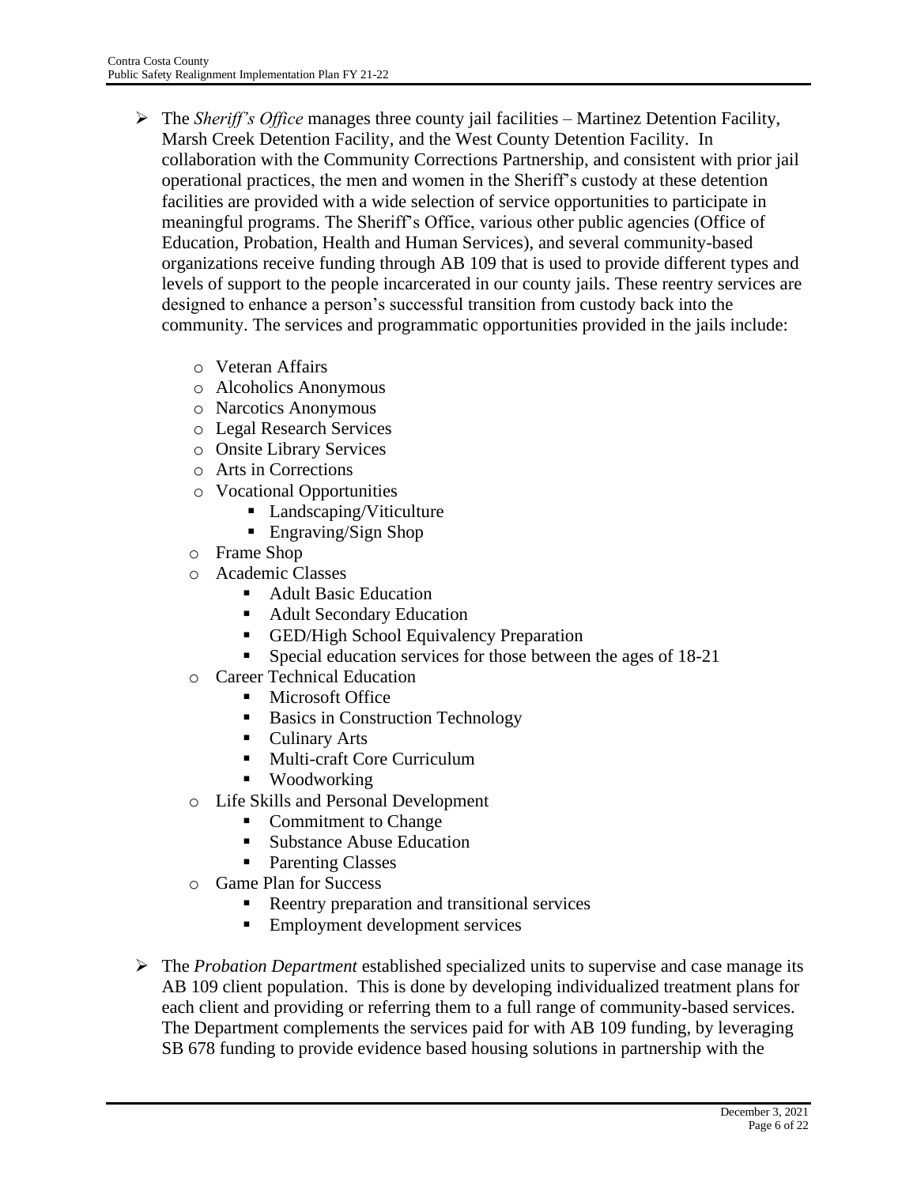- The *Sheriff's Office* manages three county jail facilities – Martinez Detention Facility, Marsh Creek Detention Facility, and the West County Detention Facility. In collaboration with the Community Corrections Partnership, and consistent with prior jail operational practices, the men and women in the Sheriff's custody at these detention facilities are provided with a wide selection of service opportunities to participate in meaningful programs. The Sheriff's Office, various other public agencies (Office of Education, Probation, Health and Human Services), and several community-based organizations receive funding through AB 109 that is used to provide different types and levels of support to the people incarcerated in our county jails. These reentry services are designed to enhance a person's successful transition from custody back into the community. The services and programmatic opportunities provided in the jails include:
    - Veteran Affairs
    - Alcoholics Anonymous
    - Narcotics Anonymous
    - Legal Research Services
    - Onsite Library Services
    - Arts in Corrections
    - Vocational Opportunities
        - Landscaping/Viticulture
        - Engraving/Sign Shop
    - Frame Shop
    - Academic Classes
        - Adult Basic Education
        - Adult Secondary Education
        - GED/High School Equivalency Preparation
        - Special education services for those between the ages of 18-21
    - Career Technical Education
        - Microsoft Office
        - Basics in Construction Technology
        - Culinary Arts
        - Multi-craft Core Curriculum
        - Woodworking
    - Life Skills and Personal Development
        - Commitment to Change
        - Substance Abuse Education
        - Parenting Classes
    - Game Plan for Success
        - Reentry preparation and transitional services
        - Employment development services

- The *Probation Department* established specialized units to supervise and case manage its AB 109 client population. This is done by developing individualized treatment plans for each client and providing or referring them to a full range of community-based services. The Department complements the services paid for with AB 109 funding, by leveraging SB 678 funding to provide evidence based housing solutions in partnership with the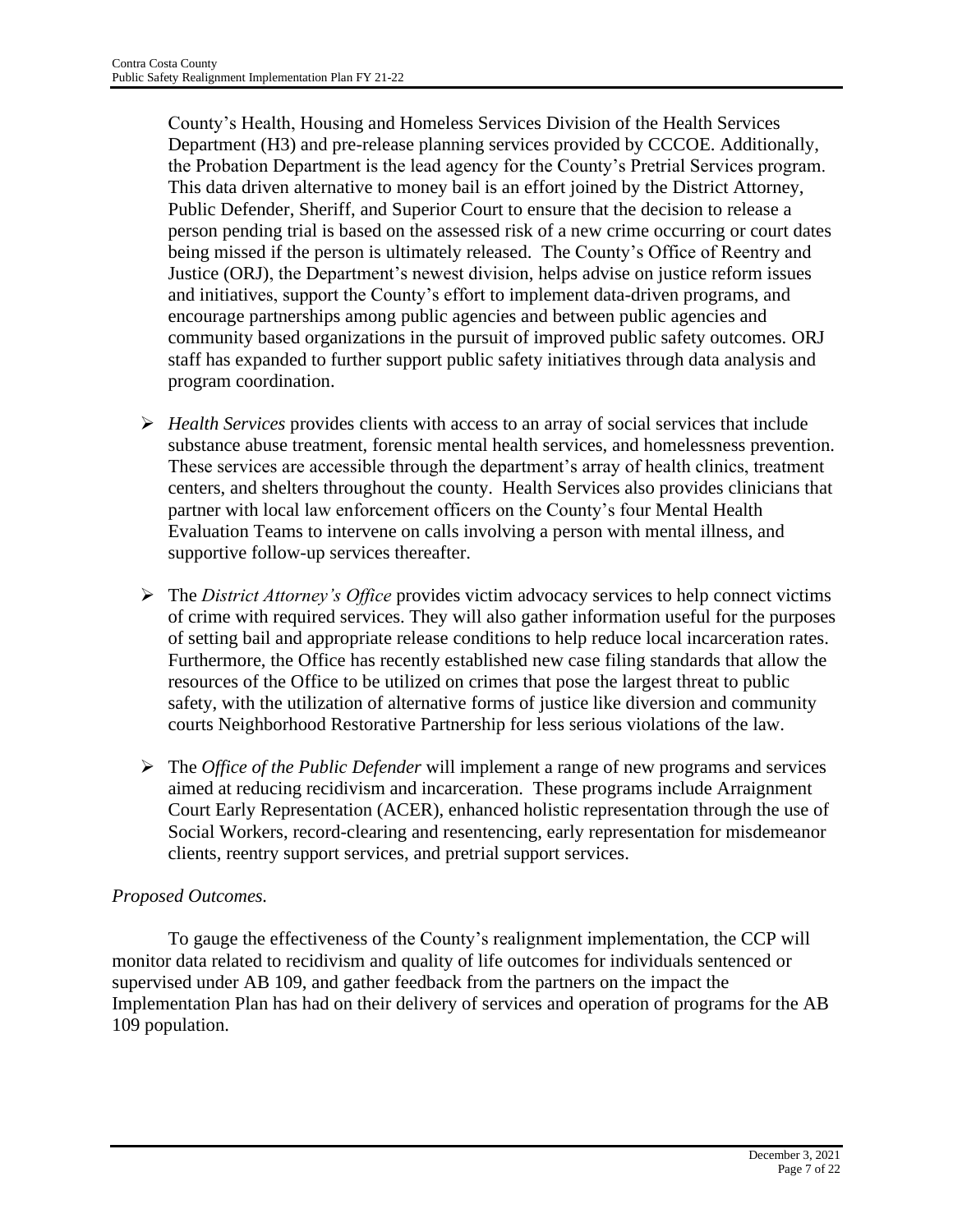County's Health, Housing and Homeless Services Division of the Health Services Department (H3) and pre-release planning services provided by CCCOE. Additionally, the Probation Department is the lead agency for the County's Pretrial Services program. This data driven alternative to money bail is an effort joined by the District Attorney, Public Defender, Sheriff, and Superior Court to ensure that the decision to release a person pending trial is based on the assessed risk of a new crime occurring or court dates being missed if the person is ultimately released. The County's Office of Reentry and Justice (ORJ), the Department's newest division, helps advise on justice reform issues and initiatives, support the County's effort to implement data-driven programs, and encourage partnerships among public agencies and between public agencies and community based organizations in the pursuit of improved public safety outcomes. ORJ staff has expanded to further support public safety initiatives through data analysis and program coordination.

- *Health Services* provides clients with access to an array of social services that include substance abuse treatment, forensic mental health services, and homelessness prevention. These services are accessible through the department's array of health clinics, treatment centers, and shelters throughout the county. Health Services also provides clinicians that partner with local law enforcement officers on the County's four Mental Health Evaluation Teams to intervene on calls involving a person with mental illness, and supportive follow-up services thereafter.

- The *District Attorney's Office* provides victim advocacy services to help connect victims of crime with required services. They will also gather information useful for the purposes of setting bail and appropriate release conditions to help reduce local incarceration rates. Furthermore, the Office has recently established new case filing standards that allow the resources of the Office to be utilized on crimes that pose the largest threat to public safety, with the utilization of alternative forms of justice like diversion and community courts Neighborhood Restorative Partnership for less serious violations of the law.

- The *Office of the Public Defender* will implement a range of new programs and services aimed at reducing recidivism and incarceration. These programs include Arraignment Court Early Representation (ACER), enhanced holistic representation through the use of Social Workers, record-clearing and resentencing, early representation for misdemeanor clients, reentry support services, and pretrial support services.

*Proposed Outcomes.*

To gauge the effectiveness of the County's realignment implementation, the CCP will monitor data related to recidivism and quality of life outcomes for individuals sentenced or supervised under AB 109, and gather feedback from the partners on the impact the Implementation Plan has had on their delivery of services and operation of programs for the AB 109 population.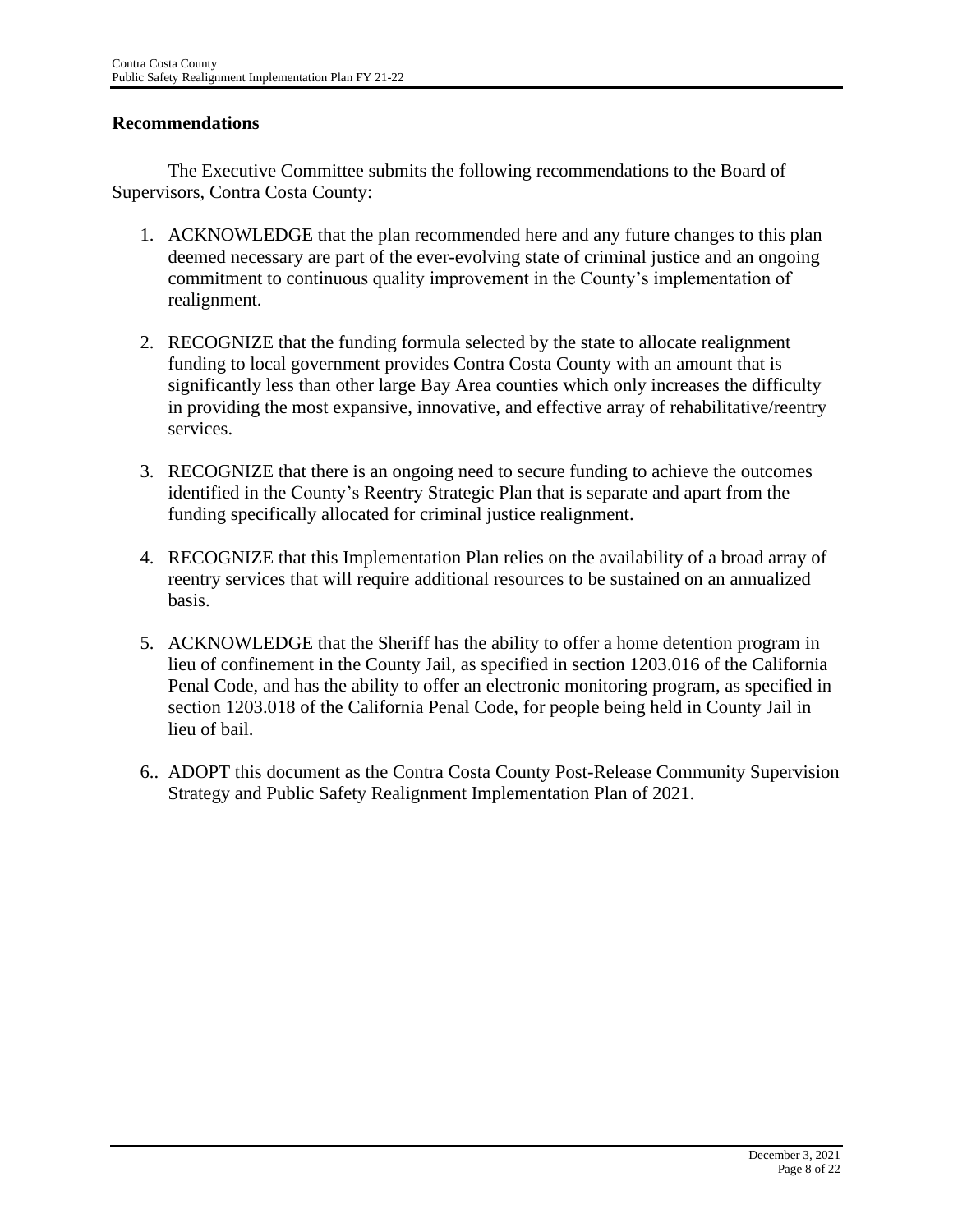## Recommendations

The Executive Committee submits the following recommendations to the Board of Supervisors, Contra Costa County:

1. ACKNOWLEDGE that the plan recommended here and any future changes to this plan deemed necessary are part of the ever-evolving state of criminal justice and an ongoing commitment to continuous quality improvement in the County's implementation of realignment.

2. RECOGNIZE that the funding formula selected by the state to allocate realignment funding to local government provides Contra Costa County with an amount that is significantly less than other large Bay Area counties which only increases the difficulty in providing the most expansive, innovative, and effective array of rehabilitative/reentry services.

3. RECOGNIZE that there is an ongoing need to secure funding to achieve the outcomes identified in the County's Reentry Strategic Plan that is separate and apart from the funding specifically allocated for criminal justice realignment.

4. RECOGNIZE that this Implementation Plan relies on the availability of a broad array of reentry services that will require additional resources to be sustained on an annualized basis.

5. ACKNOWLEDGE that the Sheriff has the ability to offer a home detention program in lieu of confinement in the County Jail, as specified in section 1203.016 of the California Penal Code, and has the ability to offer an electronic monitoring program, as specified in section 1203.018 of the California Penal Code, for people being held in County Jail in lieu of bail.

6.. ADOPT this document as the Contra Costa County Post-Release Community Supervision Strategy and Public Safety Realignment Implementation Plan of 2021.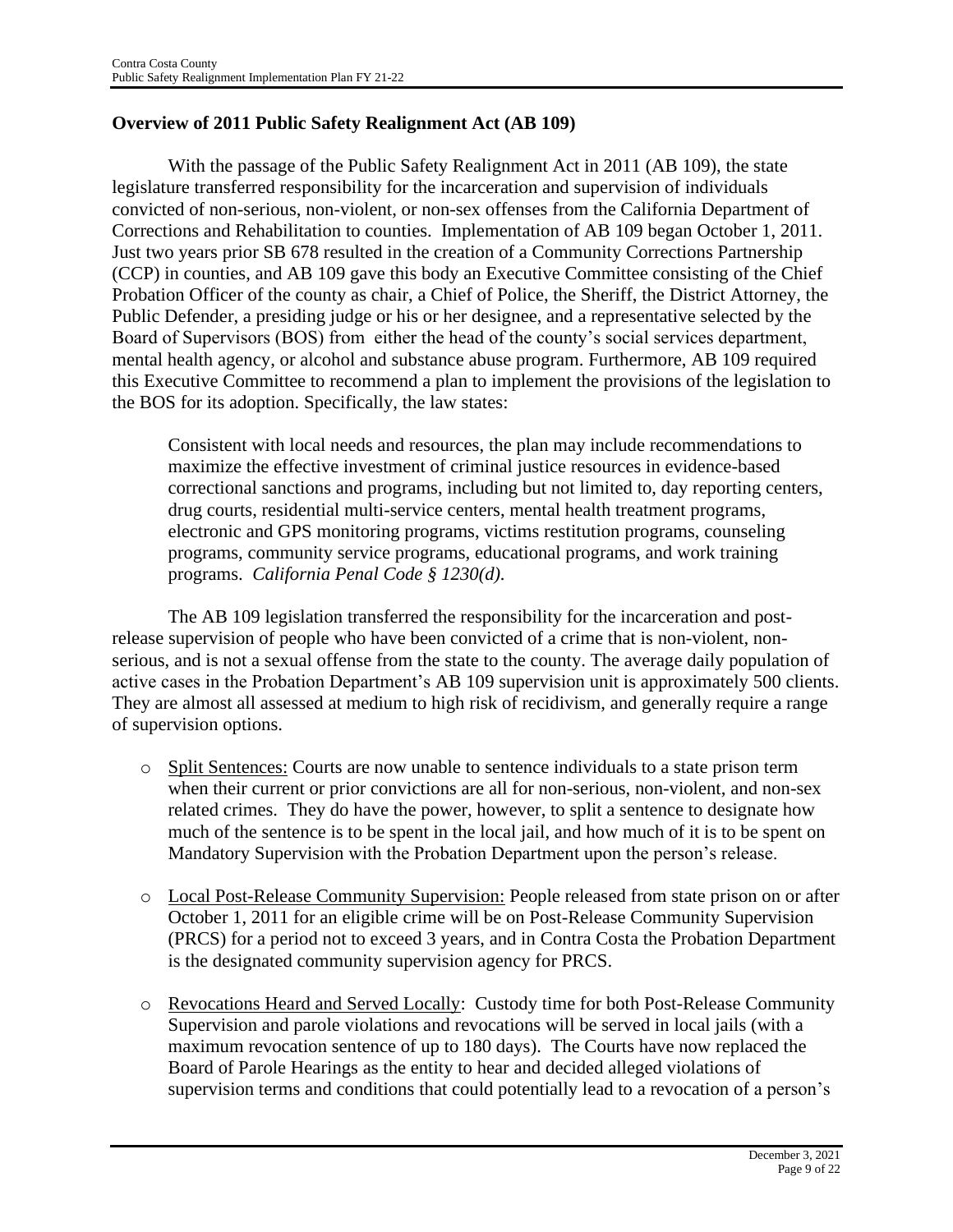## Overview of 2011 Public Safety Realignment Act (AB 109)

With the passage of the Public Safety Realignment Act in 2011 (AB 109), the state legislature transferred responsibility for the incarceration and supervision of individuals convicted of non-serious, non-violent, or non-sex offenses from the California Department of Corrections and Rehabilitation to counties. Implementation of AB 109 began October 1, 2011. Just two years prior SB 678 resulted in the creation of a Community Corrections Partnership (CCP) in counties, and AB 109 gave this body an Executive Committee consisting of the Chief Probation Officer of the county as chair, a Chief of Police, the Sheriff, the District Attorney, the Public Defender, a presiding judge or his or her designee, and a representative selected by the Board of Supervisors (BOS) from either the head of the county's social services department, mental health agency, or alcohol and substance abuse program. Furthermore, AB 109 required this Executive Committee to recommend a plan to implement the provisions of the legislation to the BOS for its adoption. Specifically, the law states:

> Consistent with local needs and resources, the plan may include recommendations to maximize the effective investment of criminal justice resources in evidence-based correctional sanctions and programs, including but not limited to, day reporting centers, drug courts, residential multi-service centers, mental health treatment programs, electronic and GPS monitoring programs, victims restitution programs, counseling programs, community service programs, educational programs, and work training programs. *California Penal Code § 1230(d).*

The AB 109 legislation transferred the responsibility for the incarceration and post-release supervision of people who have been convicted of a crime that is non-violent, non-serious, and is not a sexual offense from the state to the county. The average daily population of active cases in the Probation Department's AB 109 supervision unit is approximately 500 clients. They are almost all assessed at medium to high risk of recidivism, and generally require a range of supervision options.

- Split Sentences: Courts are now unable to sentence individuals to a state prison term when their current or prior convictions are all for non-serious, non-violent, and non-sex related crimes. They do have the power, however, to split a sentence to designate how much of the sentence is to be spent in the local jail, and how much of it is to be spent on Mandatory Supervision with the Probation Department upon the person's release.

- Local Post-Release Community Supervision: People released from state prison on or after October 1, 2011 for an eligible crime will be on Post-Release Community Supervision (PRCS) for a period not to exceed 3 years, and in Contra Costa the Probation Department is the designated community supervision agency for PRCS.

- Revocations Heard and Served Locally: Custody time for both Post-Release Community Supervision and parole violations and revocations will be served in local jails (with a maximum revocation sentence of up to 180 days). The Courts have now replaced the Board of Parole Hearings as the entity to hear and decided alleged violations of supervision terms and conditions that could potentially lead to a revocation of a person's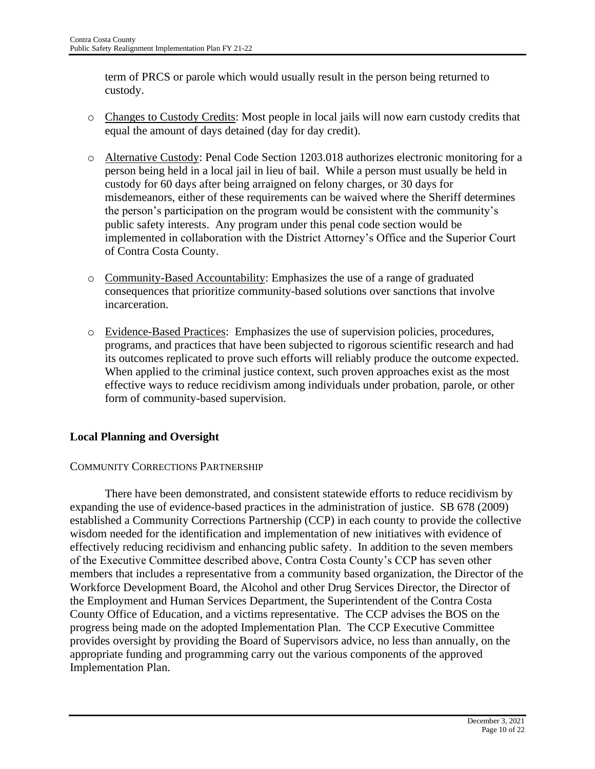term of PRCS or parole which would usually result in the person being returned to custody.

- Changes to Custody Credits: Most people in local jails will now earn custody credits that equal the amount of days detained (day for day credit).

- Alternative Custody: Penal Code Section 1203.018 authorizes electronic monitoring for a person being held in a local jail in lieu of bail. While a person must usually be held in custody for 60 days after being arraigned on felony charges, or 30 days for misdemeanors, either of these requirements can be waived where the Sheriff determines the person's participation on the program would be consistent with the community's public safety interests. Any program under this penal code section would be implemented in collaboration with the District Attorney's Office and the Superior Court of Contra Costa County.

- Community-Based Accountability: Emphasizes the use of a range of graduated consequences that prioritize community-based solutions over sanctions that involve incarceration.

- Evidence-Based Practices: Emphasizes the use of supervision policies, procedures, programs, and practices that have been subjected to rigorous scientific research and had its outcomes replicated to prove such efforts will reliably produce the outcome expected. When applied to the criminal justice context, such proven approaches exist as the most effective ways to reduce recidivism among individuals under probation, parole, or other form of community-based supervision.

## Local Planning and Oversight

### COMMUNITY CORRECTIONS PARTNERSHIP

There have been demonstrated, and consistent statewide efforts to reduce recidivism by expanding the use of evidence-based practices in the administration of justice. SB 678 (2009) established a Community Corrections Partnership (CCP) in each county to provide the collective wisdom needed for the identification and implementation of new initiatives with evidence of effectively reducing recidivism and enhancing public safety. In addition to the seven members of the Executive Committee described above, Contra Costa County's CCP has seven other members that includes a representative from a community based organization, the Director of the Workforce Development Board, the Alcohol and other Drug Services Director, the Director of the Employment and Human Services Department, the Superintendent of the Contra Costa County Office of Education, and a victims representative. The CCP advises the BOS on the progress being made on the adopted Implementation Plan. The CCP Executive Committee provides oversight by providing the Board of Supervisors advice, no less than annually, on the appropriate funding and programming carry out the various components of the approved Implementation Plan.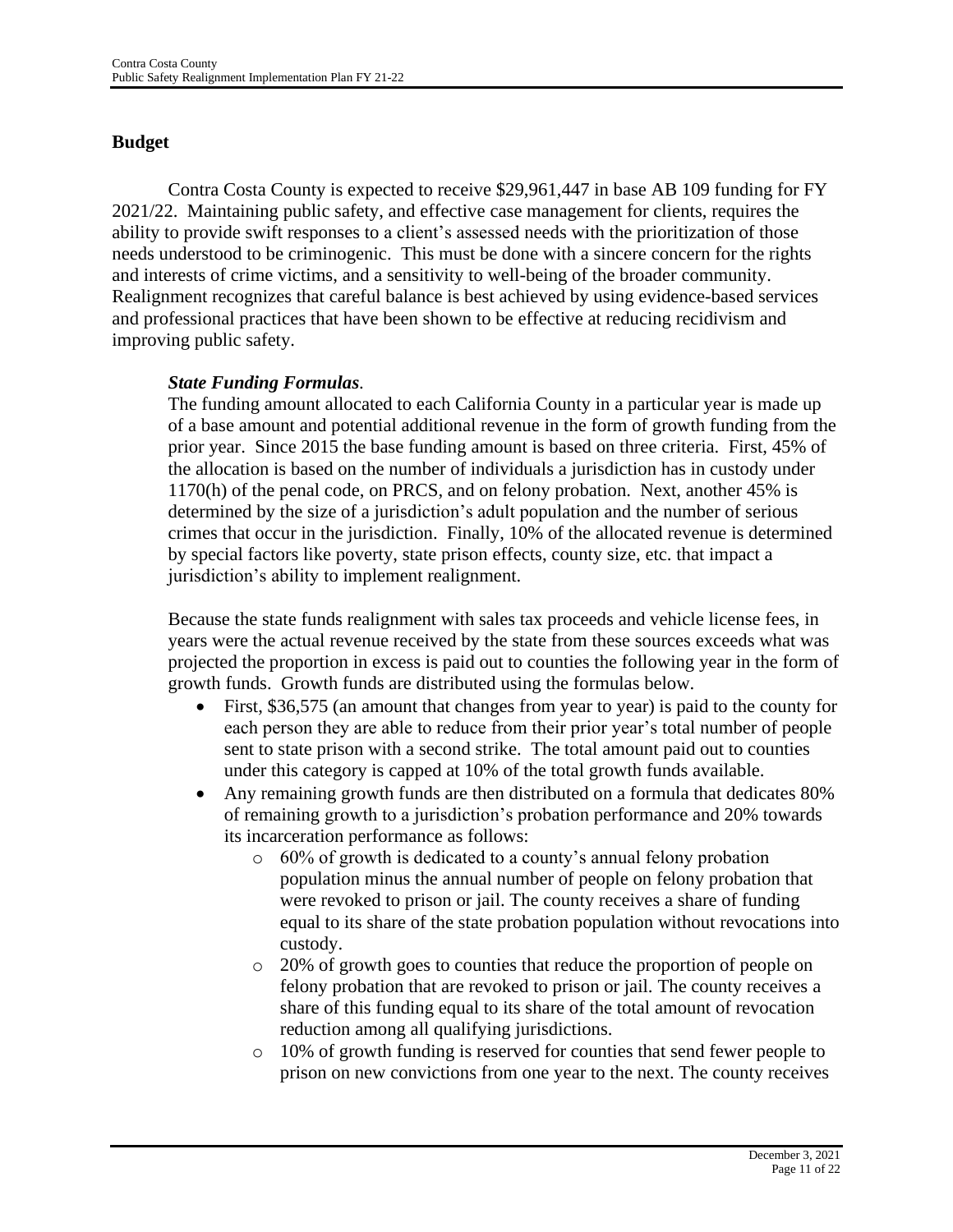## Budget

Contra Costa County is expected to receive $29,961,447 in base AB 109 funding for FY 2021/22. Maintaining public safety, and effective case management for clients, requires the ability to provide swift responses to a client's assessed needs with the prioritization of those needs understood to be criminogenic. This must be done with a sincere concern for the rights and interests of crime victims, and a sensitivity to well-being of the broader community. Realignment recognizes that careful balance is best achieved by using evidence-based services and professional practices that have been shown to be effective at reducing recidivism and improving public safety.

***State Funding Formulas*.**

The funding amount allocated to each California County in a particular year is made up of a base amount and potential additional revenue in the form of growth funding from the prior year. Since 2015 the base funding amount is based on three criteria. First, 45% of the allocation is based on the number of individuals a jurisdiction has in custody under 1170(h) of the penal code, on PRCS, and on felony probation. Next, another 45% is determined by the size of a jurisdiction's adult population and the number of serious crimes that occur in the jurisdiction. Finally, 10% of the allocated revenue is determined by special factors like poverty, state prison effects, county size, etc. that impact a jurisdiction's ability to implement realignment.

Because the state funds realignment with sales tax proceeds and vehicle license fees, in years were the actual revenue received by the state from these sources exceeds what was projected the proportion in excess is paid out to counties the following year in the form of growth funds. Growth funds are distributed using the formulas below.

- First, $36,575 (an amount that changes from year to year) is paid to the county for each person they are able to reduce from their prior year's total number of people sent to state prison with a second strike. The total amount paid out to counties under this category is capped at 10% of the total growth funds available.
- Any remaining growth funds are then distributed on a formula that dedicates 80% of remaining growth to a jurisdiction's probation performance and 20% towards its incarceration performance as follows:
  - 60% of growth is dedicated to a county's annual felony probation population minus the annual number of people on felony probation that were revoked to prison or jail. The county receives a share of funding equal to its share of the state probation population without revocations into custody.
  - 20% of growth goes to counties that reduce the proportion of people on felony probation that are revoked to prison or jail. The county receives a share of this funding equal to its share of the total amount of revocation reduction among all qualifying jurisdictions.
  - 10% of growth funding is reserved for counties that send fewer people to prison on new convictions from one year to the next. The county receives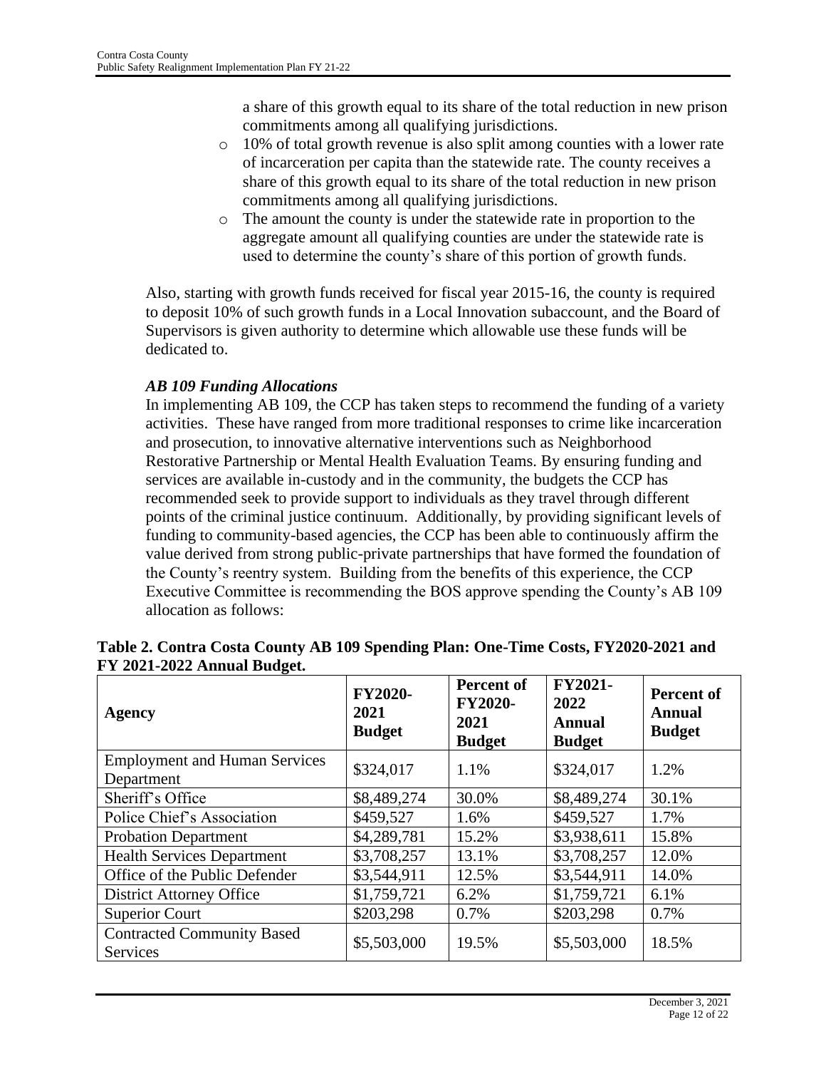a share of this growth equal to its share of the total reduction in new prison commitments among all qualifying jurisdictions.

- 10% of total growth revenue is also split among counties with a lower rate of incarceration per capita than the statewide rate. The county receives a share of this growth equal to its share of the total reduction in new prison commitments among all qualifying jurisdictions.
- The amount the county is under the statewide rate in proportion to the aggregate amount all qualifying counties are under the statewide rate is used to determine the county's share of this portion of growth funds.

Also, starting with growth funds received for fiscal year 2015-16, the county is required to deposit 10% of such growth funds in a Local Innovation subaccount, and the Board of Supervisors is given authority to determine which allowable use these funds will be dedicated to.

### *AB 109 Funding Allocations*

In implementing AB 109, the CCP has taken steps to recommend the funding of a variety activities. These have ranged from more traditional responses to crime like incarceration and prosecution, to innovative alternative interventions such as Neighborhood Restorative Partnership or Mental Health Evaluation Teams. By ensuring funding and services are available in-custody and in the community, the budgets the CCP has recommended seek to provide support to individuals as they travel through different points of the criminal justice continuum. Additionally, by providing significant levels of funding to community-based agencies, the CCP has been able to continuously affirm the value derived from strong public-private partnerships that have formed the foundation of the County's reentry system. Building from the benefits of this experience, the CCP Executive Committee is recommending the BOS approve spending the County's AB 109 allocation as follows:

**Table 2. Contra Costa County AB 109 Spending Plan: One-Time Costs, FY2020-2021 and FY 2021-2022 Annual Budget.**

| Agency | FY2020-2021 Budget | Percent of FY2020-2021 Budget | FY2021-2022 Annual Budget | Percent of Annual Budget |
|---|---|---|---|---|
| Employment and Human Services Department | \$324,017 | 1.1% | \$324,017 | 1.2% |
| Sheriff's Office | \$8,489,274 | 30.0% | \$8,489,274 | 30.1% |
| Police Chief's Association | \$459,527 | 1.6% | \$459,527 | 1.7% |
| Probation Department | \$4,289,781 | 15.2% | \$3,938,611 | 15.8% |
| Health Services Department | \$3,708,257 | 13.1% | \$3,708,257 | 12.0% |
| Office of the Public Defender | \$3,544,911 | 12.5% | \$3,544,911 | 14.0% |
| District Attorney Office | \$1,759,721 | 6.2% | \$1,759,721 | 6.1% |
| Superior Court | \$203,298 | 0.7% | \$203,298 | 0.7% |
| Contracted Community Based Services | \$5,503,000 | 19.5% | \$5,503,000 | 18.5% |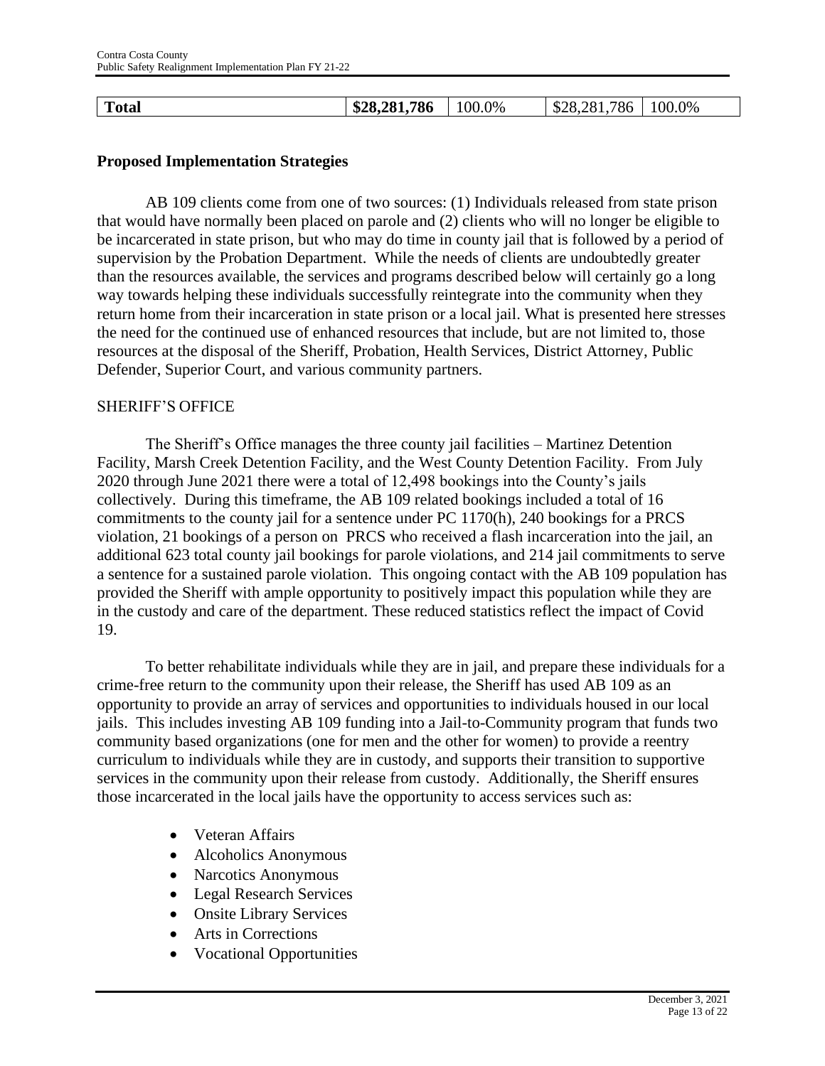| **Total** | **$28,281,786** | 100.0% | $28,281,786 | 100.0% |
|---|---|---|---|---|

## Proposed Implementation Strategies

AB 109 clients come from one of two sources: (1) Individuals released from state prison that would have normally been placed on parole and (2) clients who will no longer be eligible to be incarcerated in state prison, but who may do time in county jail that is followed by a period of supervision by the Probation Department. While the needs of clients are undoubtedly greater than the resources available, the services and programs described below will certainly go a long way towards helping these individuals successfully reintegrate into the community when they return home from their incarceration in state prison or a local jail. What is presented here stresses the need for the continued use of enhanced resources that include, but are not limited to, those resources at the disposal of the Sheriff, Probation, Health Services, District Attorney, Public Defender, Superior Court, and various community partners.

### SHERIFF'S OFFICE

The Sheriff's Office manages the three county jail facilities – Martinez Detention Facility, Marsh Creek Detention Facility, and the West County Detention Facility. From July 2020 through June 2021 there were a total of 12,498 bookings into the County's jails collectively. During this timeframe, the AB 109 related bookings included a total of 16 commitments to the county jail for a sentence under PC 1170(h), 240 bookings for a PRCS violation, 21 bookings of a person on PRCS who received a flash incarceration into the jail, an additional 623 total county jail bookings for parole violations, and 214 jail commitments to serve a sentence for a sustained parole violation. This ongoing contact with the AB 109 population has provided the Sheriff with ample opportunity to positively impact this population while they are in the custody and care of the department. These reduced statistics reflect the impact of Covid 19.

To better rehabilitate individuals while they are in jail, and prepare these individuals for a crime-free return to the community upon their release, the Sheriff has used AB 109 as an opportunity to provide an array of services and opportunities to individuals housed in our local jails. This includes investing AB 109 funding into a Jail-to-Community program that funds two community based organizations (one for men and the other for women) to provide a reentry curriculum to individuals while they are in custody, and supports their transition to supportive services in the community upon their release from custody. Additionally, the Sheriff ensures those incarcerated in the local jails have the opportunity to access services such as:

- Veteran Affairs
- Alcoholics Anonymous
- Narcotics Anonymous
- Legal Research Services
- Onsite Library Services
- Arts in Corrections
- Vocational Opportunities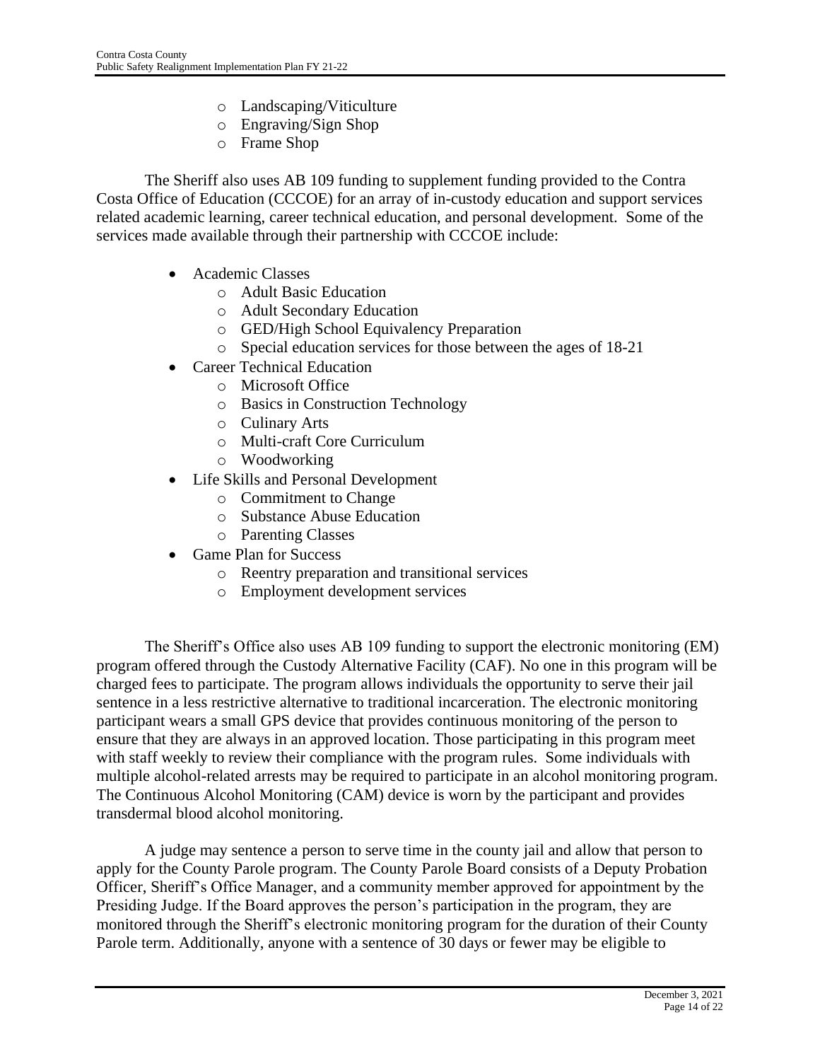- Landscaping/Viticulture
    - Engraving/Sign Shop
    - Frame Shop

The Sheriff also uses AB 109 funding to supplement funding provided to the Contra Costa Office of Education (CCCOE) for an array of in-custody education and support services related academic learning, career technical education, and personal development. Some of the services made available through their partnership with CCCOE include:

- Academic Classes
    - Adult Basic Education
    - Adult Secondary Education
    - GED/High School Equivalency Preparation
    - Special education services for those between the ages of 18-21
- Career Technical Education
    - Microsoft Office
    - Basics in Construction Technology
    - Culinary Arts
    - Multi-craft Core Curriculum
    - Woodworking
- Life Skills and Personal Development
    - Commitment to Change
    - Substance Abuse Education
    - Parenting Classes
- Game Plan for Success
    - Reentry preparation and transitional services
    - Employment development services

The Sheriff's Office also uses AB 109 funding to support the electronic monitoring (EM) program offered through the Custody Alternative Facility (CAF). No one in this program will be charged fees to participate. The program allows individuals the opportunity to serve their jail sentence in a less restrictive alternative to traditional incarceration. The electronic monitoring participant wears a small GPS device that provides continuous monitoring of the person to ensure that they are always in an approved location. Those participating in this program meet with staff weekly to review their compliance with the program rules. Some individuals with multiple alcohol-related arrests may be required to participate in an alcohol monitoring program. The Continuous Alcohol Monitoring (CAM) device is worn by the participant and provides transdermal blood alcohol monitoring.

A judge may sentence a person to serve time in the county jail and allow that person to apply for the County Parole program. The County Parole Board consists of a Deputy Probation Officer, Sheriff's Office Manager, and a community member approved for appointment by the Presiding Judge. If the Board approves the person's participation in the program, they are monitored through the Sheriff's electronic monitoring program for the duration of their County Parole term. Additionally, anyone with a sentence of 30 days or fewer may be eligible to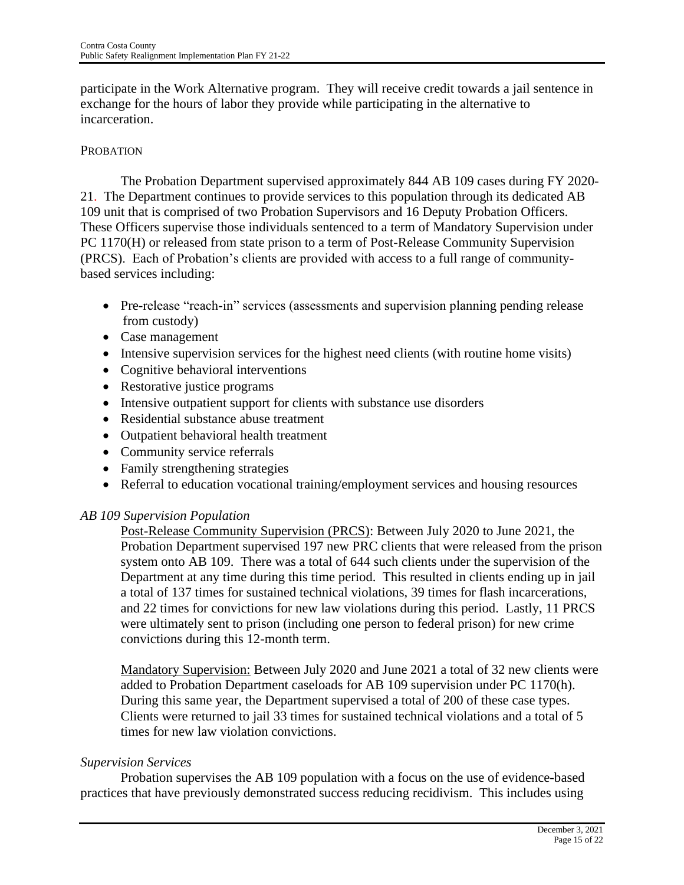participate in the Work Alternative program. They will receive credit towards a jail sentence in exchange for the hours of labor they provide while participating in the alternative to incarceration.

### PROBATION

The Probation Department supervised approximately 844 AB 109 cases during FY 2020-21. The Department continues to provide services to this population through its dedicated AB 109 unit that is comprised of two Probation Supervisors and 16 Deputy Probation Officers. These Officers supervise those individuals sentenced to a term of Mandatory Supervision under PC 1170(H) or released from state prison to a term of Post-Release Community Supervision (PRCS). Each of Probation's clients are provided with access to a full range of community-based services including:

- Pre-release "reach-in" services (assessments and supervision planning pending release from custody)
- Case management
- Intensive supervision services for the highest need clients (with routine home visits)
- Cognitive behavioral interventions
- Restorative justice programs
- Intensive outpatient support for clients with substance use disorders
- Residential substance abuse treatment
- Outpatient behavioral health treatment
- Community service referrals
- Family strengthening strategies
- Referral to education vocational training/employment services and housing resources

*AB 109 Supervision Population*

Post-Release Community Supervision (PRCS): Between July 2020 to June 2021, the Probation Department supervised 197 new PRC clients that were released from the prison system onto AB 109. There was a total of 644 such clients under the supervision of the Department at any time during this time period. This resulted in clients ending up in jail a total of 137 times for sustained technical violations, 39 times for flash incarcerations, and 22 times for convictions for new law violations during this period. Lastly, 11 PRCS were ultimately sent to prison (including one person to federal prison) for new crime convictions during this 12-month term.

Mandatory Supervision: Between July 2020 and June 2021 a total of 32 new clients were added to Probation Department caseloads for AB 109 supervision under PC 1170(h). During this same year, the Department supervised a total of 200 of these case types. Clients were returned to jail 33 times for sustained technical violations and a total of 5 times for new law violation convictions.

*Supervision Services*

Probation supervises the AB 109 population with a focus on the use of evidence-based practices that have previously demonstrated success reducing recidivism. This includes using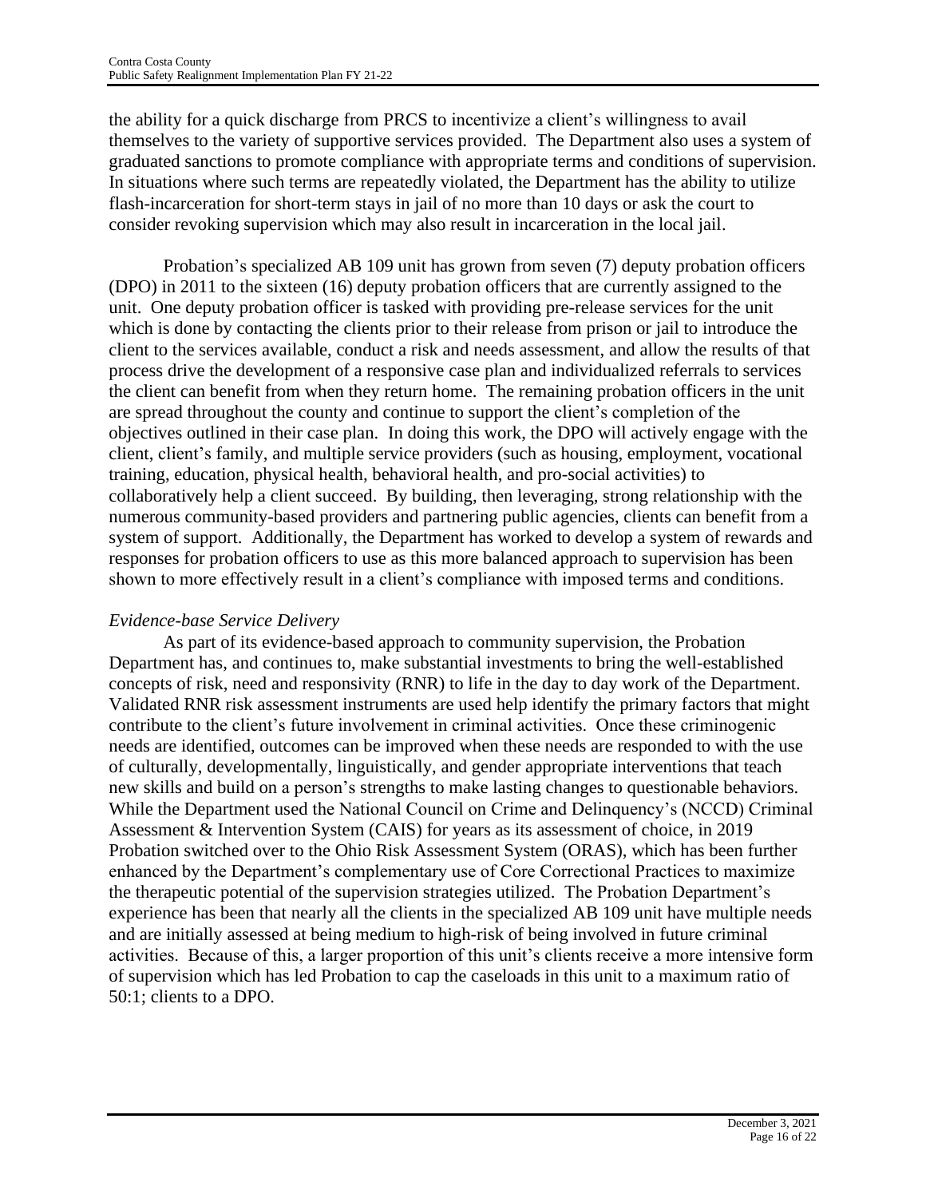the ability for a quick discharge from PRCS to incentivize a client's willingness to avail themselves to the variety of supportive services provided. The Department also uses a system of graduated sanctions to promote compliance with appropriate terms and conditions of supervision. In situations where such terms are repeatedly violated, the Department has the ability to utilize flash-incarceration for short-term stays in jail of no more than 10 days or ask the court to consider revoking supervision which may also result in incarceration in the local jail.

Probation's specialized AB 109 unit has grown from seven (7) deputy probation officers (DPO) in 2011 to the sixteen (16) deputy probation officers that are currently assigned to the unit. One deputy probation officer is tasked with providing pre-release services for the unit which is done by contacting the clients prior to their release from prison or jail to introduce the client to the services available, conduct a risk and needs assessment, and allow the results of that process drive the development of a responsive case plan and individualized referrals to services the client can benefit from when they return home. The remaining probation officers in the unit are spread throughout the county and continue to support the client's completion of the objectives outlined in their case plan. In doing this work, the DPO will actively engage with the client, client's family, and multiple service providers (such as housing, employment, vocational training, education, physical health, behavioral health, and pro-social activities) to collaboratively help a client succeed. By building, then leveraging, strong relationship with the numerous community-based providers and partnering public agencies, clients can benefit from a system of support. Additionally, the Department has worked to develop a system of rewards and responses for probation officers to use as this more balanced approach to supervision has been shown to more effectively result in a client's compliance with imposed terms and conditions.

*Evidence-base Service Delivery*

As part of its evidence-based approach to community supervision, the Probation Department has, and continues to, make substantial investments to bring the well-established concepts of risk, need and responsivity (RNR) to life in the day to day work of the Department. Validated RNR risk assessment instruments are used help identify the primary factors that might contribute to the client's future involvement in criminal activities. Once these criminogenic needs are identified, outcomes can be improved when these needs are responded to with the use of culturally, developmentally, linguistically, and gender appropriate interventions that teach new skills and build on a person's strengths to make lasting changes to questionable behaviors. While the Department used the National Council on Crime and Delinquency's (NCCD) Criminal Assessment & Intervention System (CAIS) for years as its assessment of choice, in 2019 Probation switched over to the Ohio Risk Assessment System (ORAS), which has been further enhanced by the Department's complementary use of Core Correctional Practices to maximize the therapeutic potential of the supervision strategies utilized. The Probation Department's experience has been that nearly all the clients in the specialized AB 109 unit have multiple needs and are initially assessed at being medium to high-risk of being involved in future criminal activities. Because of this, a larger proportion of this unit's clients receive a more intensive form of supervision which has led Probation to cap the caseloads in this unit to a maximum ratio of 50:1; clients to a DPO.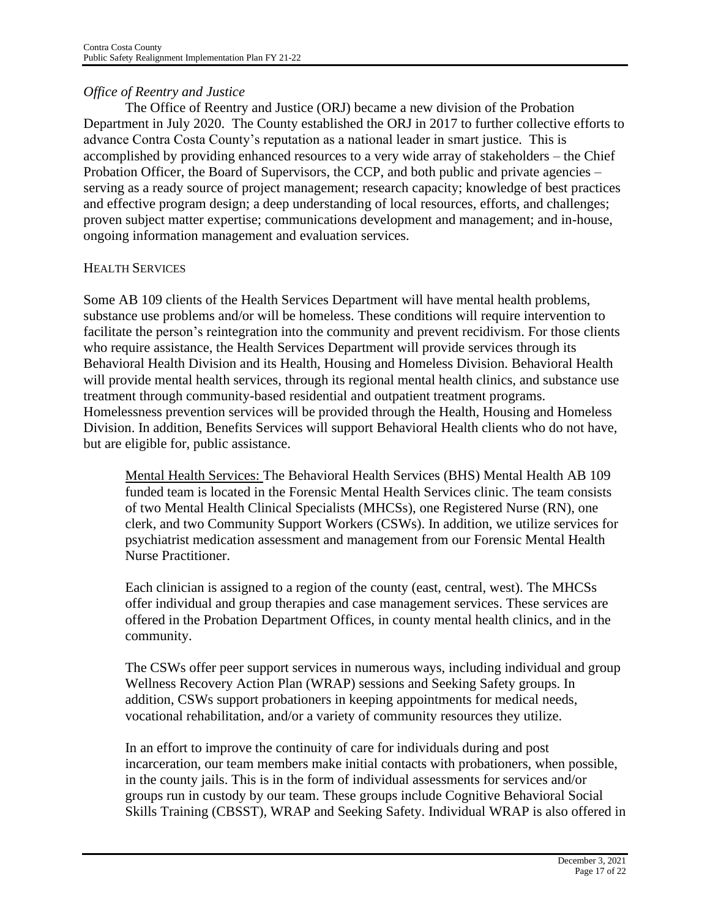*Office of Reentry and Justice*

The Office of Reentry and Justice (ORJ) became a new division of the Probation Department in July 2020. The County established the ORJ in 2017 to further collective efforts to advance Contra Costa County's reputation as a national leader in smart justice. This is accomplished by providing enhanced resources to a very wide array of stakeholders – the Chief Probation Officer, the Board of Supervisors, the CCP, and both public and private agencies – serving as a ready source of project management; research capacity; knowledge of best practices and effective program design; a deep understanding of local resources, efforts, and challenges; proven subject matter expertise; communications development and management; and in-house, ongoing information management and evaluation services.

## HEALTH SERVICES

Some AB 109 clients of the Health Services Department will have mental health problems, substance use problems and/or will be homeless. These conditions will require intervention to facilitate the person's reintegration into the community and prevent recidivism. For those clients who require assistance, the Health Services Department will provide services through its Behavioral Health Division and its Health, Housing and Homeless Division. Behavioral Health will provide mental health services, through its regional mental health clinics, and substance use treatment through community-based residential and outpatient treatment programs. Homelessness prevention services will be provided through the Health, Housing and Homeless Division. In addition, Benefits Services will support Behavioral Health clients who do not have, but are eligible for, public assistance.

<u>Mental Health Services:</u> The Behavioral Health Services (BHS) Mental Health AB 109 funded team is located in the Forensic Mental Health Services clinic. The team consists of two Mental Health Clinical Specialists (MHCSs), one Registered Nurse (RN), one clerk, and two Community Support Workers (CSWs). In addition, we utilize services for psychiatrist medication assessment and management from our Forensic Mental Health Nurse Practitioner.

Each clinician is assigned to a region of the county (east, central, west). The MHCSs offer individual and group therapies and case management services. These services are offered in the Probation Department Offices, in county mental health clinics, and in the community.

The CSWs offer peer support services in numerous ways, including individual and group Wellness Recovery Action Plan (WRAP) sessions and Seeking Safety groups. In addition, CSWs support probationers in keeping appointments for medical needs, vocational rehabilitation, and/or a variety of community resources they utilize.

In an effort to improve the continuity of care for individuals during and post incarceration, our team members make initial contacts with probationers, when possible, in the county jails. This is in the form of individual assessments for services and/or groups run in custody by our team. These groups include Cognitive Behavioral Social Skills Training (CBSST), WRAP and Seeking Safety. Individual WRAP is also offered in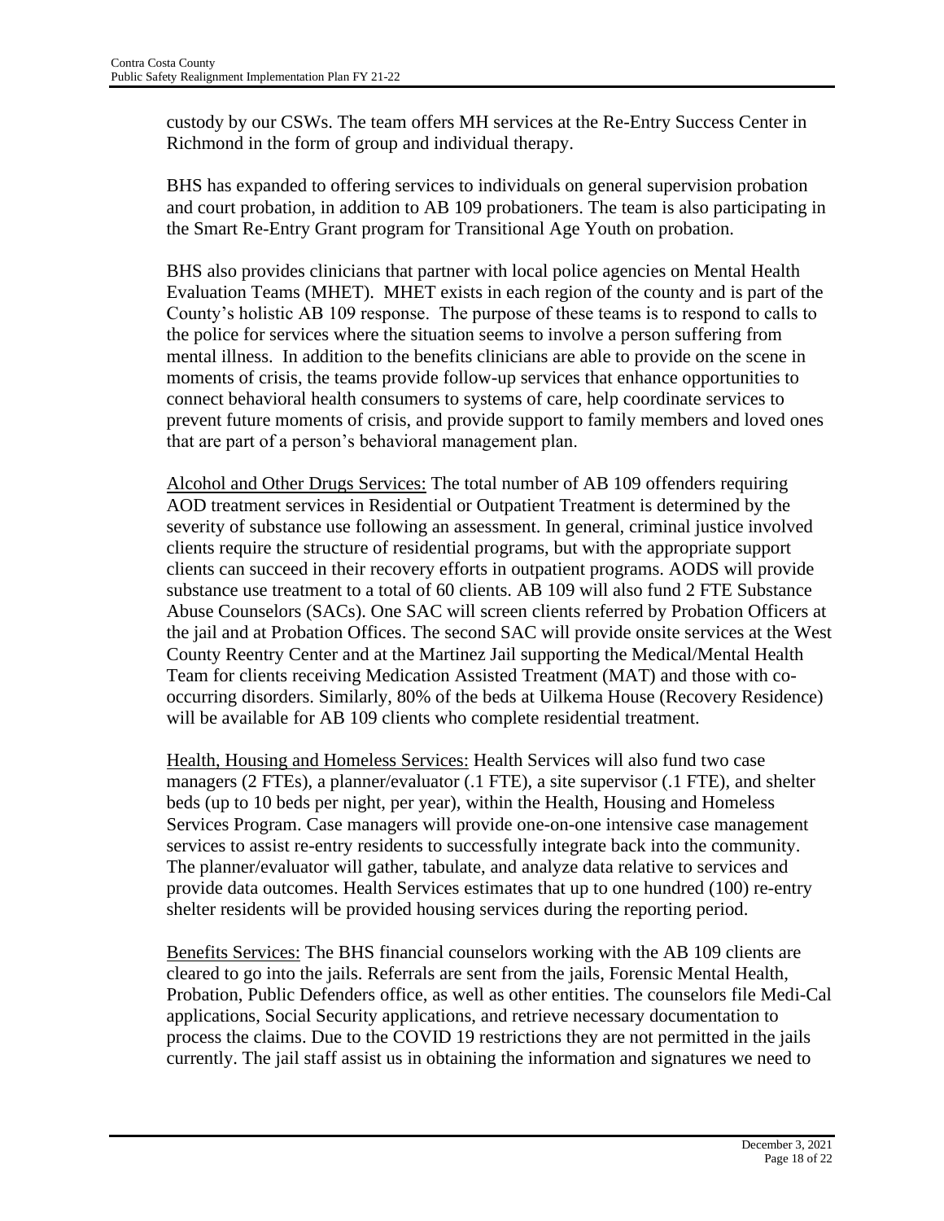custody by our CSWs. The team offers MH services at the Re-Entry Success Center in Richmond in the form of group and individual therapy.

BHS has expanded to offering services to individuals on general supervision probation and court probation, in addition to AB 109 probationers. The team is also participating in the Smart Re-Entry Grant program for Transitional Age Youth on probation.

BHS also provides clinicians that partner with local police agencies on Mental Health Evaluation Teams (MHET). MHET exists in each region of the county and is part of the County's holistic AB 109 response. The purpose of these teams is to respond to calls to the police for services where the situation seems to involve a person suffering from mental illness. In addition to the benefits clinicians are able to provide on the scene in moments of crisis, the teams provide follow-up services that enhance opportunities to connect behavioral health consumers to systems of care, help coordinate services to prevent future moments of crisis, and provide support to family members and loved ones that are part of a person's behavioral management plan.

<u>Alcohol and Other Drugs Services:</u> The total number of AB 109 offenders requiring AOD treatment services in Residential or Outpatient Treatment is determined by the severity of substance use following an assessment. In general, criminal justice involved clients require the structure of residential programs, but with the appropriate support clients can succeed in their recovery efforts in outpatient programs. AODS will provide substance use treatment to a total of 60 clients. AB 109 will also fund 2 FTE Substance Abuse Counselors (SACs). One SAC will screen clients referred by Probation Officers at the jail and at Probation Offices. The second SAC will provide onsite services at the West County Reentry Center and at the Martinez Jail supporting the Medical/Mental Health Team for clients receiving Medication Assisted Treatment (MAT) and those with co-occurring disorders. Similarly, 80% of the beds at Uilkema House (Recovery Residence) will be available for AB 109 clients who complete residential treatment.

<u>Health, Housing and Homeless Services:</u> Health Services will also fund two case managers (2 FTEs), a planner/evaluator (.1 FTE), a site supervisor (.1 FTE), and shelter beds (up to 10 beds per night, per year), within the Health, Housing and Homeless Services Program. Case managers will provide one-on-one intensive case management services to assist re-entry residents to successfully integrate back into the community. The planner/evaluator will gather, tabulate, and analyze data relative to services and provide data outcomes. Health Services estimates that up to one hundred (100) re-entry shelter residents will be provided housing services during the reporting period.

<u>Benefits Services:</u> The BHS financial counselors working with the AB 109 clients are cleared to go into the jails. Referrals are sent from the jails, Forensic Mental Health, Probation, Public Defenders office, as well as other entities. The counselors file Medi-Cal applications, Social Security applications, and retrieve necessary documentation to process the claims. Due to the COVID 19 restrictions they are not permitted in the jails currently. The jail staff assist us in obtaining the information and signatures we need to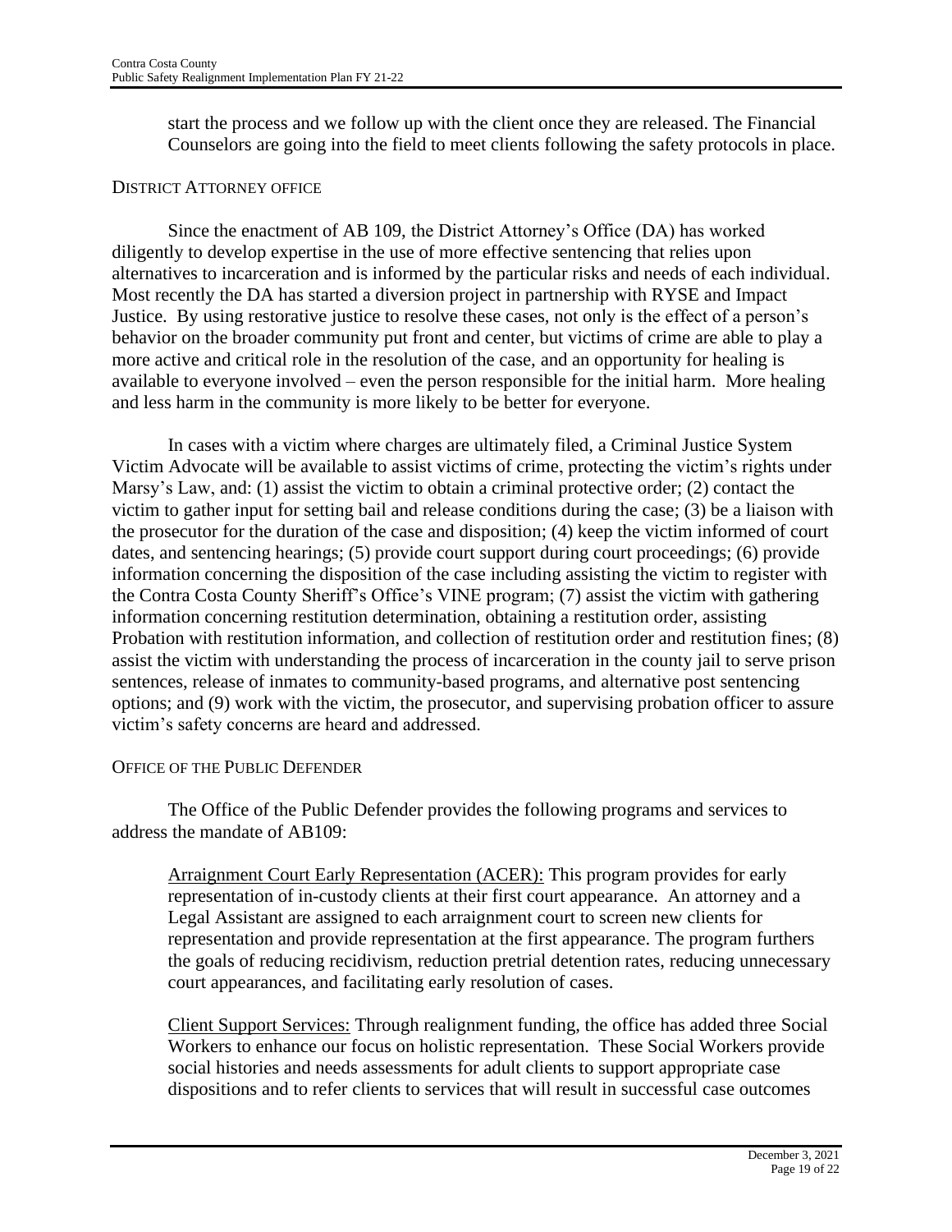start the process and we follow up with the client once they are released. The Financial Counselors are going into the field to meet clients following the safety protocols in place.

### DISTRICT ATTORNEY OFFICE

Since the enactment of AB 109, the District Attorney's Office (DA) has worked diligently to develop expertise in the use of more effective sentencing that relies upon alternatives to incarceration and is informed by the particular risks and needs of each individual. Most recently the DA has started a diversion project in partnership with RYSE and Impact Justice. By using restorative justice to resolve these cases, not only is the effect of a person's behavior on the broader community put front and center, but victims of crime are able to play a more active and critical role in the resolution of the case, and an opportunity for healing is available to everyone involved – even the person responsible for the initial harm. More healing and less harm in the community is more likely to be better for everyone.

In cases with a victim where charges are ultimately filed, a Criminal Justice System Victim Advocate will be available to assist victims of crime, protecting the victim's rights under Marsy's Law, and: (1) assist the victim to obtain a criminal protective order; (2) contact the victim to gather input for setting bail and release conditions during the case; (3) be a liaison with the prosecutor for the duration of the case and disposition; (4) keep the victim informed of court dates, and sentencing hearings; (5) provide court support during court proceedings; (6) provide information concerning the disposition of the case including assisting the victim to register with the Contra Costa County Sheriff's Office's VINE program; (7) assist the victim with gathering information concerning restitution determination, obtaining a restitution order, assisting Probation with restitution information, and collection of restitution order and restitution fines; (8) assist the victim with understanding the process of incarceration in the county jail to serve prison sentences, release of inmates to community-based programs, and alternative post sentencing options; and (9) work with the victim, the prosecutor, and supervising probation officer to assure victim's safety concerns are heard and addressed.

### OFFICE OF THE PUBLIC DEFENDER

The Office of the Public Defender provides the following programs and services to address the mandate of AB109:

<u>Arraignment Court Early Representation (ACER):</u> This program provides for early representation of in-custody clients at their first court appearance. An attorney and a Legal Assistant are assigned to each arraignment court to screen new clients for representation and provide representation at the first appearance. The program furthers the goals of reducing recidivism, reduction pretrial detention rates, reducing unnecessary court appearances, and facilitating early resolution of cases.

<u>Client Support Services:</u> Through realignment funding, the office has added three Social Workers to enhance our focus on holistic representation. These Social Workers provide social histories and needs assessments for adult clients to support appropriate case dispositions and to refer clients to services that will result in successful case outcomes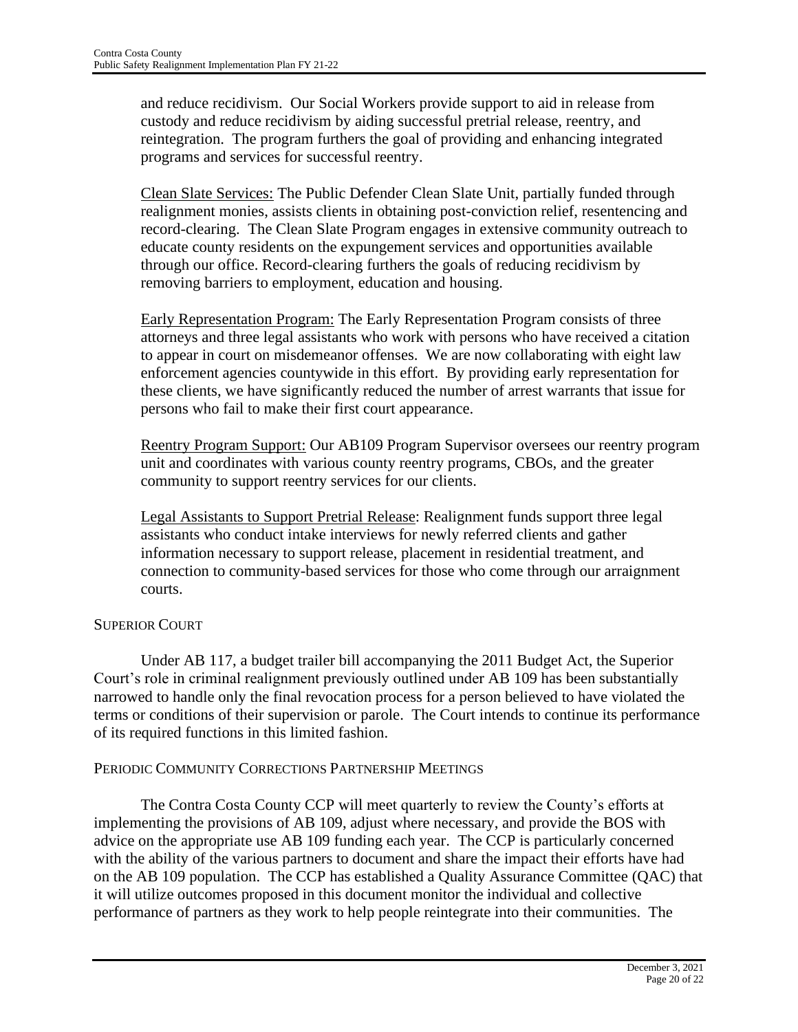and reduce recidivism. Our Social Workers provide support to aid in release from custody and reduce recidivism by aiding successful pretrial release, reentry, and reintegration. The program furthers the goal of providing and enhancing integrated programs and services for successful reentry.

Clean Slate Services: The Public Defender Clean Slate Unit, partially funded through realignment monies, assists clients in obtaining post-conviction relief, resentencing and record-clearing. The Clean Slate Program engages in extensive community outreach to educate county residents on the expungement services and opportunities available through our office. Record-clearing furthers the goals of reducing recidivism by removing barriers to employment, education and housing.

Early Representation Program: The Early Representation Program consists of three attorneys and three legal assistants who work with persons who have received a citation to appear in court on misdemeanor offenses. We are now collaborating with eight law enforcement agencies countywide in this effort. By providing early representation for these clients, we have significantly reduced the number of arrest warrants that issue for persons who fail to make their first court appearance.

Reentry Program Support: Our AB109 Program Supervisor oversees our reentry program unit and coordinates with various county reentry programs, CBOs, and the greater community to support reentry services for our clients.

Legal Assistants to Support Pretrial Release: Realignment funds support three legal assistants who conduct intake interviews for newly referred clients and gather information necessary to support release, placement in residential treatment, and connection to community-based services for those who come through our arraignment courts.

## SUPERIOR COURT

Under AB 117, a budget trailer bill accompanying the 2011 Budget Act, the Superior Court's role in criminal realignment previously outlined under AB 109 has been substantially narrowed to handle only the final revocation process for a person believed to have violated the terms or conditions of their supervision or parole. The Court intends to continue its performance of its required functions in this limited fashion.

## PERIODIC COMMUNITY CORRECTIONS PARTNERSHIP MEETINGS

The Contra Costa County CCP will meet quarterly to review the County's efforts at implementing the provisions of AB 109, adjust where necessary, and provide the BOS with advice on the appropriate use AB 109 funding each year. The CCP is particularly concerned with the ability of the various partners to document and share the impact their efforts have had on the AB 109 population. The CCP has established a Quality Assurance Committee (QAC) that it will utilize outcomes proposed in this document monitor the individual and collective performance of partners as they work to help people reintegrate into their communities. The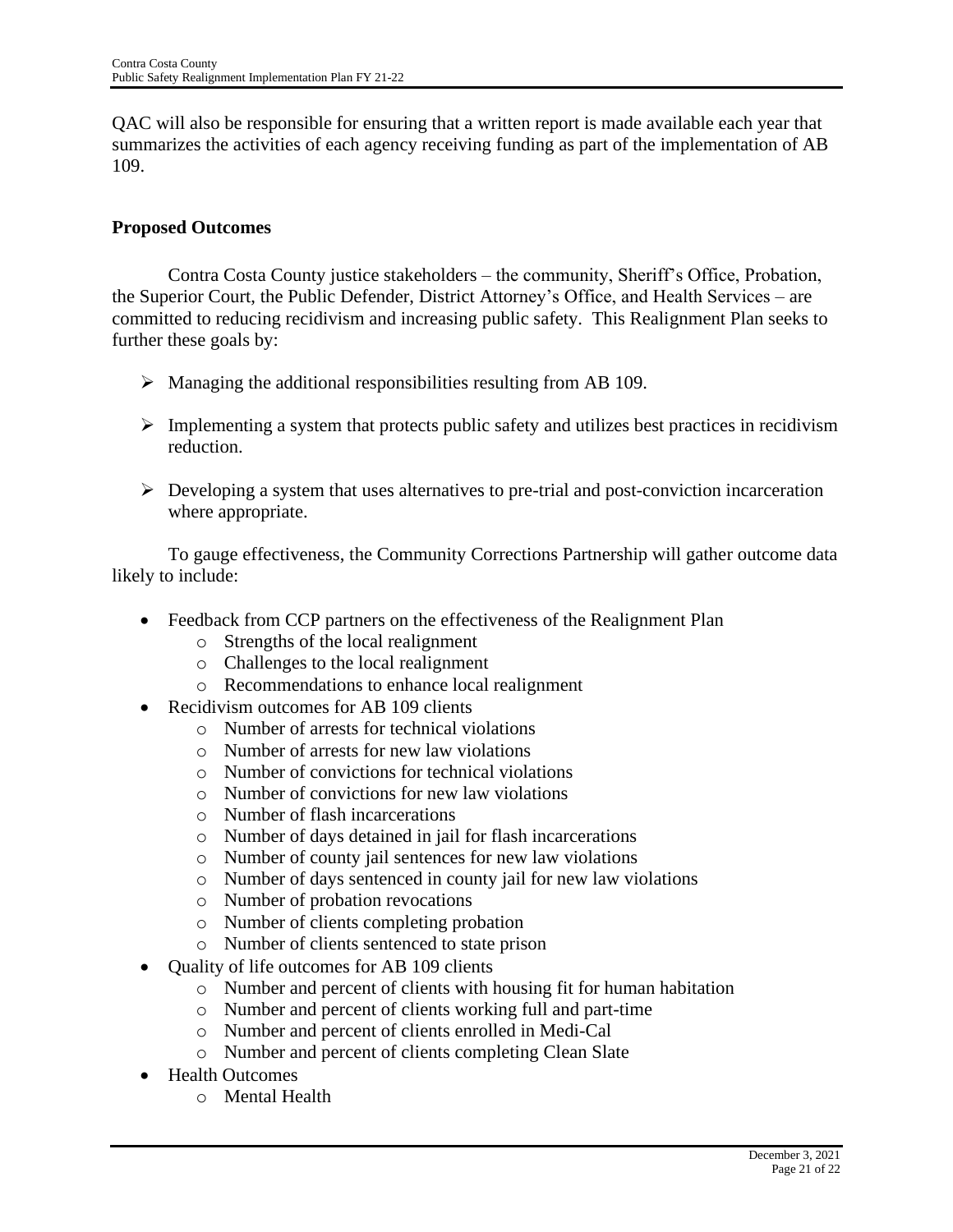QAC will also be responsible for ensuring that a written report is made available each year that summarizes the activities of each agency receiving funding as part of the implementation of AB 109.

**Proposed Outcomes**

Contra Costa County justice stakeholders – the community, Sheriff's Office, Probation, the Superior Court, the Public Defender, District Attorney's Office, and Health Services – are committed to reducing recidivism and increasing public safety. This Realignment Plan seeks to further these goals by:

- Managing the additional responsibilities resulting from AB 109.
- Implementing a system that protects public safety and utilizes best practices in recidivism reduction.
- Developing a system that uses alternatives to pre-trial and post-conviction incarceration where appropriate.

To gauge effectiveness, the Community Corrections Partnership will gather outcome data likely to include:

- Feedback from CCP partners on the effectiveness of the Realignment Plan
  - Strengths of the local realignment
  - Challenges to the local realignment
  - Recommendations to enhance local realignment
- Recidivism outcomes for AB 109 clients
  - Number of arrests for technical violations
  - Number of arrests for new law violations
  - Number of convictions for technical violations
  - Number of convictions for new law violations
  - Number of flash incarcerations
  - Number of days detained in jail for flash incarcerations
  - Number of county jail sentences for new law violations
  - Number of days sentenced in county jail for new law violations
  - Number of probation revocations
  - Number of clients completing probation
  - Number of clients sentenced to state prison
- Quality of life outcomes for AB 109 clients
  - Number and percent of clients with housing fit for human habitation
  - Number and percent of clients working full and part-time
  - Number and percent of clients enrolled in Medi-Cal
  - Number and percent of clients completing Clean Slate
- Health Outcomes
  - Mental Health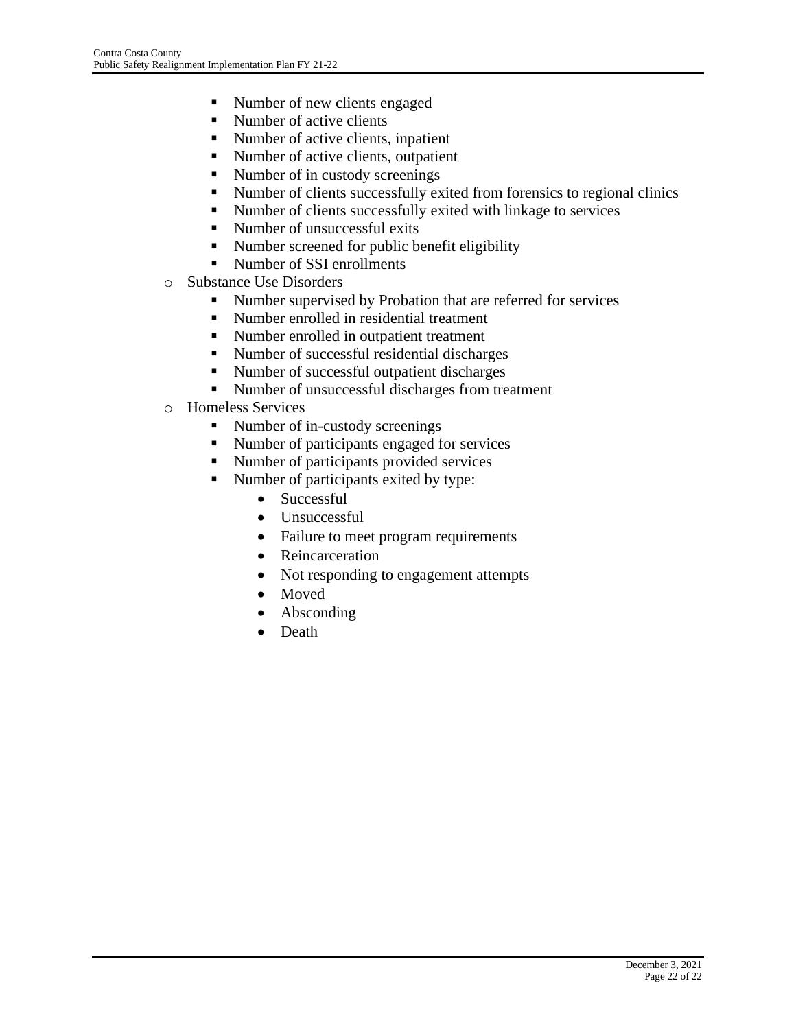- Number of new clients engaged
        - Number of active clients
        - Number of active clients, inpatient
        - Number of active clients, outpatient
        - Number of in custody screenings
        - Number of clients successfully exited from forensics to regional clinics
        - Number of clients successfully exited with linkage to services
        - Number of unsuccessful exits
        - Number screened for public benefit eligibility
        - Number of SSI enrollments
    - Substance Use Disorders
        - Number supervised by Probation that are referred for services
        - Number enrolled in residential treatment
        - Number enrolled in outpatient treatment
        - Number of successful residential discharges
        - Number of successful outpatient discharges
        - Number of unsuccessful discharges from treatment
    - Homeless Services
        - Number of in-custody screenings
        - Number of participants engaged for services
        - Number of participants provided services
        - Number of participants exited by type:
            - Successful
            - Unsuccessful
            - Failure to meet program requirements
            - Reincarceration
            - Not responding to engagement attempts
            - Moved
            - Absconding
            - Death